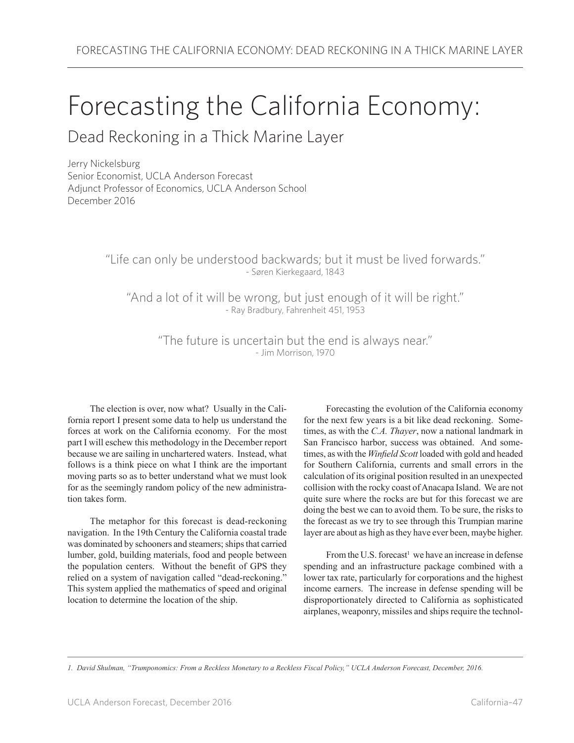# Forecasting the California Economy:

## Dead Reckoning in a Thick Marine Layer

Jerry Nickelsburg
Senior Economist, UCLA Anderson Forecast
Adjunct Professor of Economics, UCLA Anderson School
December 2016

> "Life can only be understood backwards; but it must be lived forwards."
> - Søren Kierkegaard, 1843

> "And a lot of it will be wrong, but just enough of it will be right."
> - Ray Bradbury, Fahrenheit 451, 1953

> "The future is uncertain but the end is always near."
> - Jim Morrison, 1970

The election is over, now what? Usually in the California report I present some data to help us understand the forces at work on the California economy. For the most part I will eschew this methodology in the December report because we are sailing in unchartered waters. Instead, what follows is a think piece on what I think are the important moving parts so as to better understand what we must look for as the seemingly random policy of the new administration takes form.

The metaphor for this forecast is dead-reckoning navigation. In the 19th Century the California coastal trade was dominated by schooners and steamers; ships that carried lumber, gold, building materials, food and people between the population centers. Without the benefit of GPS they relied on a system of navigation called "dead-reckoning." This system applied the mathematics of speed and original location to determine the location of the ship.

Forecasting the evolution of the California economy for the next few years is a bit like dead reckoning. Sometimes, as with the *C.A. Thayer*, now a national landmark in San Francisco harbor, success was obtained. And sometimes, as with the *Winfield Scott* loaded with gold and headed for Southern California, currents and small errors in the calculation of its original position resulted in an unexpected collision with the rocky coast of Anacapa Island. We are not quite sure where the rocks are but for this forecast we are doing the best we can to avoid them. To be sure, the risks to the forecast as we try to see through this Trumpian marine layer are about as high as they have ever been, maybe higher.

From the U.S. forecast[1] we have an increase in defense spending and an infrastructure package combined with a lower tax rate, particularly for corporations and the highest income earners. The increase in defense spending will be disproportionately directed to California as sophisticated airplanes, weaponry, missiles and ships require the technol-

*1. David Shulman, "Trumponomics: From a Reckless Monetary to a Reckless Fiscal Policy," UCLA Anderson Forecast, December, 2016.*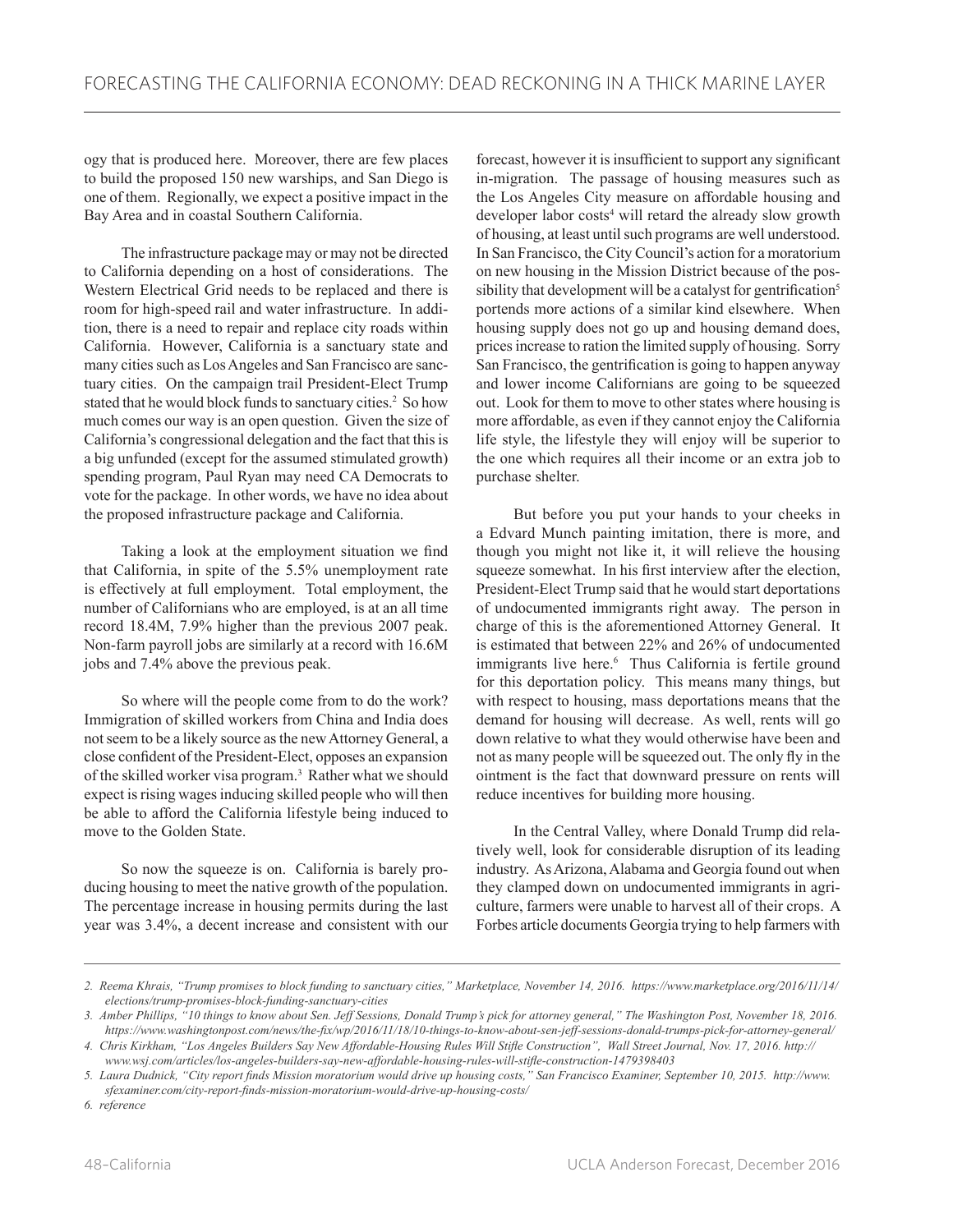ogy that is produced here. Moreover, there are few places to build the proposed 150 new warships, and San Diego is one of them. Regionally, we expect a positive impact in the Bay Area and in coastal Southern California.

The infrastructure package may or may not be directed to California depending on a host of considerations. The Western Electrical Grid needs to be replaced and there is room for high-speed rail and water infrastructure. In addition, there is a need to repair and replace city roads within California. However, California is a sanctuary state and many cities such as Los Angeles and San Francisco are sanctuary cities. On the campaign trail President-Elect Trump stated that he would block funds to sanctuary cities.[2] So how much comes our way is an open question. Given the size of California's congressional delegation and the fact that this is a big unfunded (except for the assumed stimulated growth) spending program, Paul Ryan may need CA Democrats to vote for the package. In other words, we have no idea about the proposed infrastructure package and California.

Taking a look at the employment situation we find that California, in spite of the 5.5% unemployment rate is effectively at full employment. Total employment, the number of Californians who are employed, is at an all time record 18.4M, 7.9% higher than the previous 2007 peak. Non-farm payroll jobs are similarly at a record with 16.6M jobs and 7.4% above the previous peak.

So where will the people come from to do the work? Immigration of skilled workers from China and India does not seem to be a likely source as the new Attorney General, a close confident of the President-Elect, opposes an expansion of the skilled worker visa program.[3] Rather what we should expect is rising wages inducing skilled people who will then be able to afford the California lifestyle being induced to move to the Golden State.

So now the squeeze is on. California is barely producing housing to meet the native growth of the population. The percentage increase in housing permits during the last year was 3.4%, a decent increase and consistent with our forecast, however it is insufficient to support any significant in-migration. The passage of housing measures such as the Los Angeles City measure on affordable housing and developer labor costs[4] will retard the already slow growth of housing, at least until such programs are well understood. In San Francisco, the City Council's action for a moratorium on new housing in the Mission District because of the possibility that development will be a catalyst for gentrification[5] portends more actions of a similar kind elsewhere. When housing supply does not go up and housing demand does, prices increase to ration the limited supply of housing. Sorry San Francisco, the gentrification is going to happen anyway and lower income Californians are going to be squeezed out. Look for them to move to other states where housing is more affordable, as even if they cannot enjoy the California life style, the lifestyle they will enjoy will be superior to the one which requires all their income or an extra job to purchase shelter.

But before you put your hands to your cheeks in a Edvard Munch painting imitation, there is more, and though you might not like it, it will relieve the housing squeeze somewhat. In his first interview after the election, President-Elect Trump said that he would start deportations of undocumented immigrants right away. The person in charge of this is the aforementioned Attorney General. It is estimated that between 22% and 26% of undocumented immigrants live here.[6] Thus California is fertile ground for this deportation policy. This means many things, but with respect to housing, mass deportations means that the demand for housing will decrease. As well, rents will go down relative to what they would otherwise have been and not as many people will be squeezed out. The only fly in the ointment is the fact that downward pressure on rents will reduce incentives for building more housing.

In the Central Valley, where Donald Trump did relatively well, look for considerable disruption of its leading industry. As Arizona, Alabama and Georgia found out when they clamped down on undocumented immigrants in agriculture, farmers were unable to harvest all of their crops. A Forbes article documents Georgia trying to help farmers with

---

*2. Reema Khrais, "Trump promises to block funding to sanctuary cities," Marketplace, November 14, 2016. https://www.marketplace.org/2016/11/14/elections/trump-promises-block-funding-sanctuary-cities*

*3. Amber Phillips, "10 things to know about Sen. Jeff Sessions, Donald Trump's pick for attorney general," The Washington Post, November 18, 2016. https://www.washingtonpost.com/news/the-fix/wp/2016/11/18/10-things-to-know-about-sen-jeff-sessions-donald-trumps-pick-for-attorney-general/*

*4. Chris Kirkham, "Los Angeles Builders Say New Affordable-Housing Rules Will Stifle Construction", Wall Street Journal, Nov. 17, 2016. http://www.wsj.com/articles/los-angeles-builders-say-new-affordable-housing-rules-will-stifle-construction-1479398403*

*5. Laura Dudnick, "City report finds Mission moratorium would drive up housing costs," San Francisco Examiner, September 10, 2015. http://www.sfexaminer.com/city-report-finds-mission-moratorium-would-drive-up-housing-costs/*

*6. reference*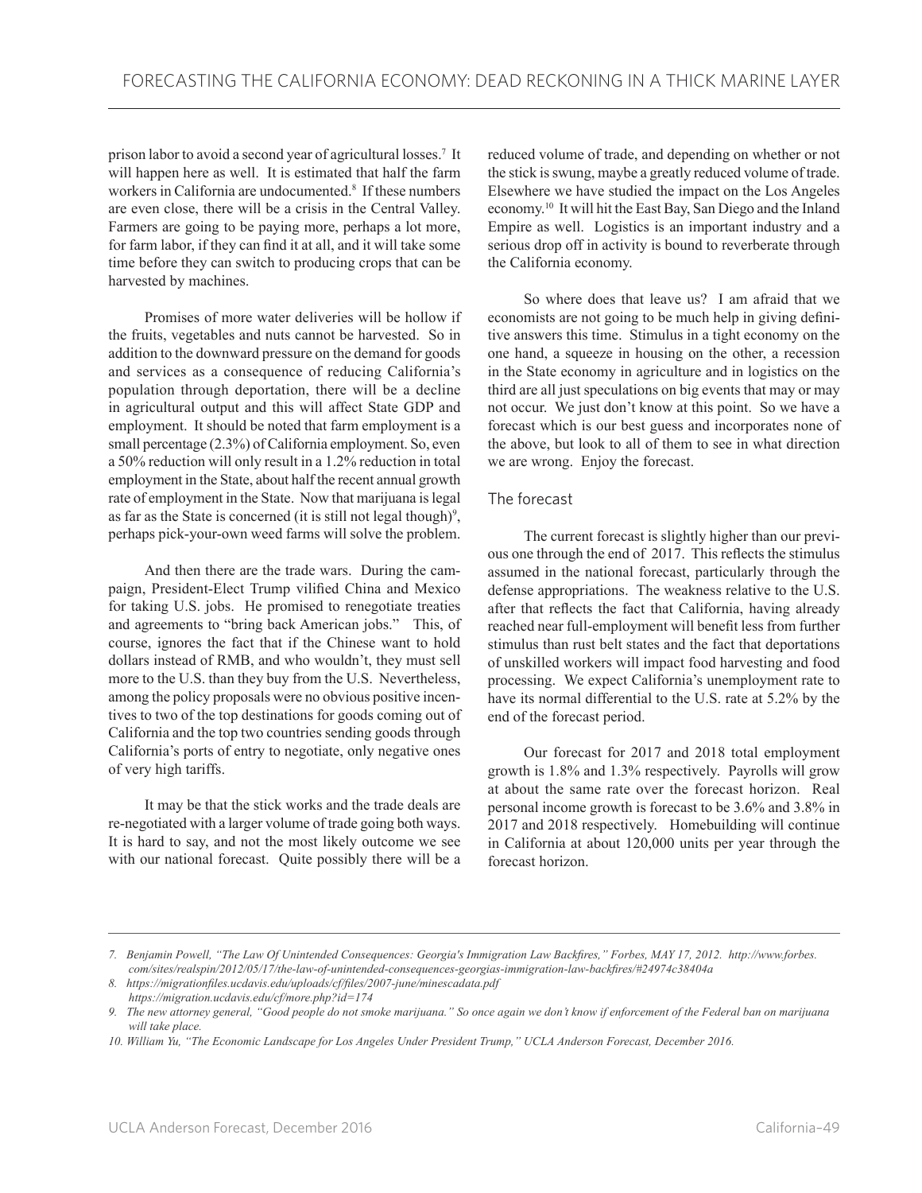prison labor to avoid a second year of agricultural losses.[7] It will happen here as well. It is estimated that half the farm workers in California are undocumented.[8] If these numbers are even close, there will be a crisis in the Central Valley. Farmers are going to be paying more, perhaps a lot more, for farm labor, if they can find it at all, and it will take some time before they can switch to producing crops that can be harvested by machines.

Promises of more water deliveries will be hollow if the fruits, vegetables and nuts cannot be harvested. So in addition to the downward pressure on the demand for goods and services as a consequence of reducing California's population through deportation, there will be a decline in agricultural output and this will affect State GDP and employment. It should be noted that farm employment is a small percentage (2.3%) of California employment. So, even a 50% reduction will only result in a 1.2% reduction in total employment in the State, about half the recent annual growth rate of employment in the State. Now that marijuana is legal as far as the State is concerned (it is still not legal though)[9], perhaps pick-your-own weed farms will solve the problem.

And then there are the trade wars. During the campaign, President-Elect Trump vilified China and Mexico for taking U.S. jobs. He promised to renegotiate treaties and agreements to "bring back American jobs." This, of course, ignores the fact that if the Chinese want to hold dollars instead of RMB, and who wouldn't, they must sell more to the U.S. than they buy from the U.S. Nevertheless, among the policy proposals were no obvious positive incentives to two of the top destinations for goods coming out of California and the top two countries sending goods through California's ports of entry to negotiate, only negative ones of very high tariffs.

It may be that the stick works and the trade deals are re-negotiated with a larger volume of trade going both ways. It is hard to say, and not the most likely outcome we see with our national forecast. Quite possibly there will be a reduced volume of trade, and depending on whether or not the stick is swung, maybe a greatly reduced volume of trade. Elsewhere we have studied the impact on the Los Angeles economy.[10] It will hit the East Bay, San Diego and the Inland Empire as well. Logistics is an important industry and a serious drop off in activity is bound to reverberate through the California economy.

So where does that leave us? I am afraid that we economists are not going to be much help in giving definitive answers this time. Stimulus in a tight economy on the one hand, a squeeze in housing on the other, a recession in the State economy in agriculture and in logistics on the third are all just speculations on big events that may or may not occur. We just don't know at this point. So we have a forecast which is our best guess and incorporates none of the above, but look to all of them to see in what direction we are wrong. Enjoy the forecast.

## The forecast

The current forecast is slightly higher than our previous one through the end of 2017. This reflects the stimulus assumed in the national forecast, particularly through the defense appropriations. The weakness relative to the U.S. after that reflects the fact that California, having already reached near full-employment will benefit less from further stimulus than rust belt states and the fact that deportations of unskilled workers will impact food harvesting and food processing. We expect California's unemployment rate to have its normal differential to the U.S. rate at 5.2% by the end of the forecast period.

Our forecast for 2017 and 2018 total employment growth is 1.8% and 1.3% respectively. Payrolls will grow at about the same rate over the forecast horizon. Real personal income growth is forecast to be 3.6% and 3.8% in 2017 and 2018 respectively. Homebuilding will continue in California at about 120,000 units per year through the forecast horizon.

---

*7. Benjamin Powell, "The Law Of Unintended Consequences: Georgia's Immigration Law Backfires," Forbes, MAY 17, 2012. http://www.forbes.com/sites/realspin/2012/05/17/the-law-of-unintended-consequences-georgias-immigration-law-backfires/#24974c38404a*

*8. https://migrationfiles.ucdavis.edu/uploads/cf/files/2007-june/minescadata.pdf https://migration.ucdavis.edu/cf/more.php?id=174*

*9. The new attorney general, "Good people do not smoke marijuana." So once again we don't know if enforcement of the Federal ban on marijuana will take place.*

*10. William Yu, "The Economic Landscape for Los Angeles Under President Trump," UCLA Anderson Forecast, December 2016.*